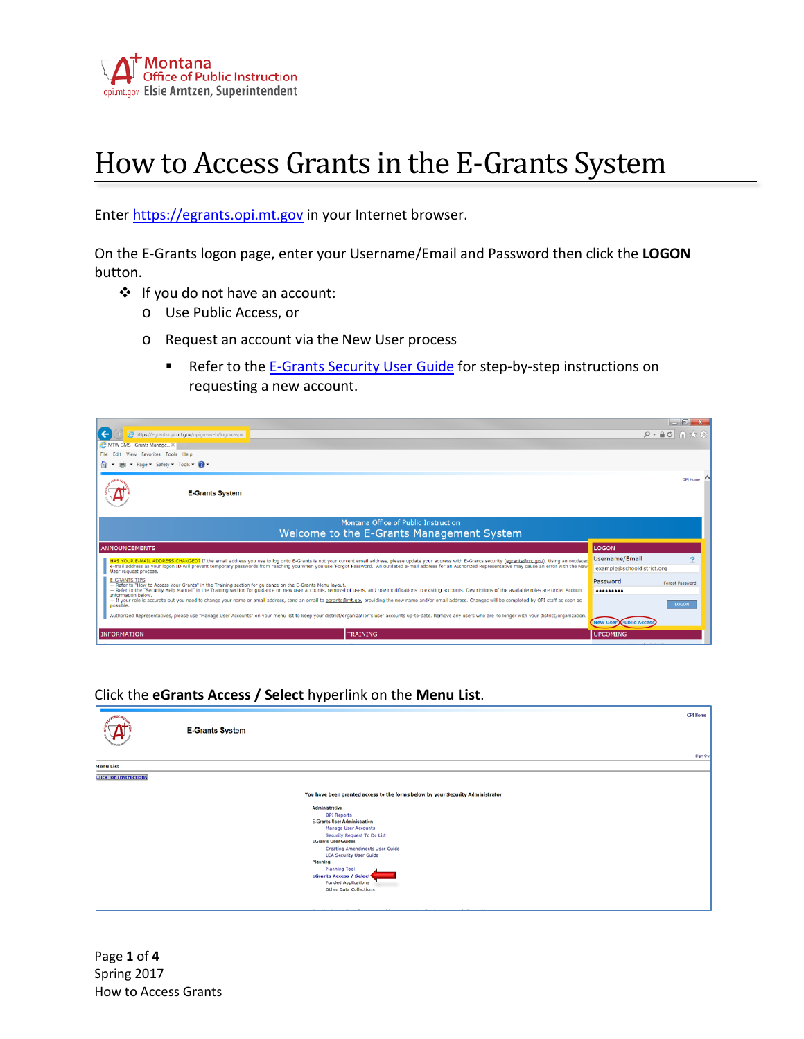Montana Office of Public Instruction
opi.mt.gov Elsie Arntzen, Superintendent

# How to Access Grants in the E-Grants System

Enter https://egrants.opi.mt.gov in your Internet browser.

On the E-Grants logon page, enter your Username/Email and Password then click the **LOGON** button.

- If you do not have an account:
  - Use Public Access, or
  - Request an account via the New User process
    - Refer to the E-Grants Security User Guide for step-by-step instructions on requesting a new account.

Click the **eGrants Access / Select** hyperlink on the **Menu List**.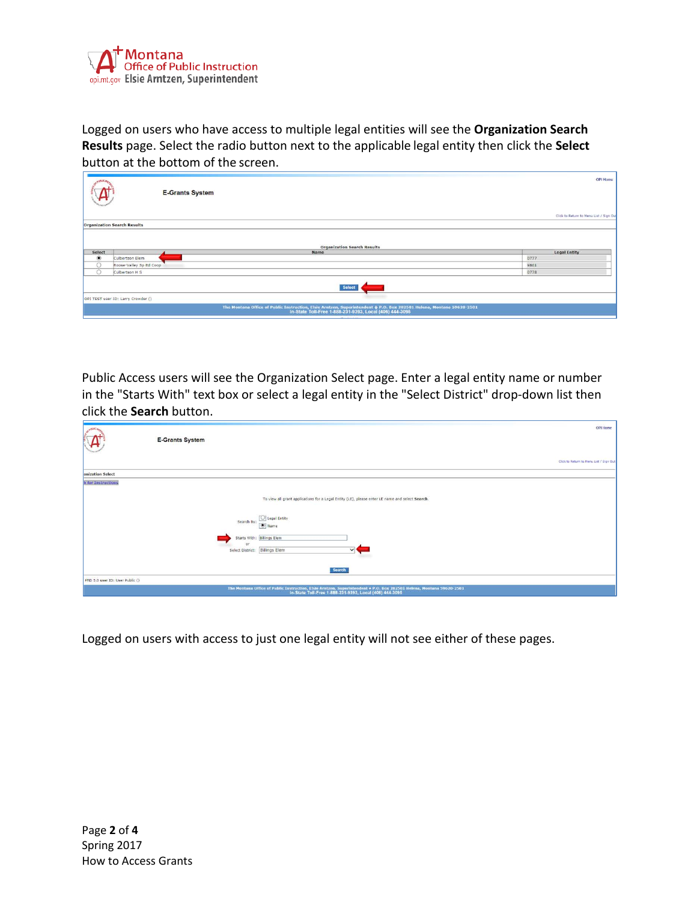Logged on users who have access to multiple legal entities will see the **Organization Search Results** page. Select the radio button next to the applicable legal entity then click the **Select** button at the bottom of the screen.

Public Access users will see the Organization Select page. Enter a legal entity name or number in the "Starts With" text box or select a legal entity in the "Select District" drop-down list then click the **Search** button.

Logged on users with access to just one legal entity will not see either of these pages.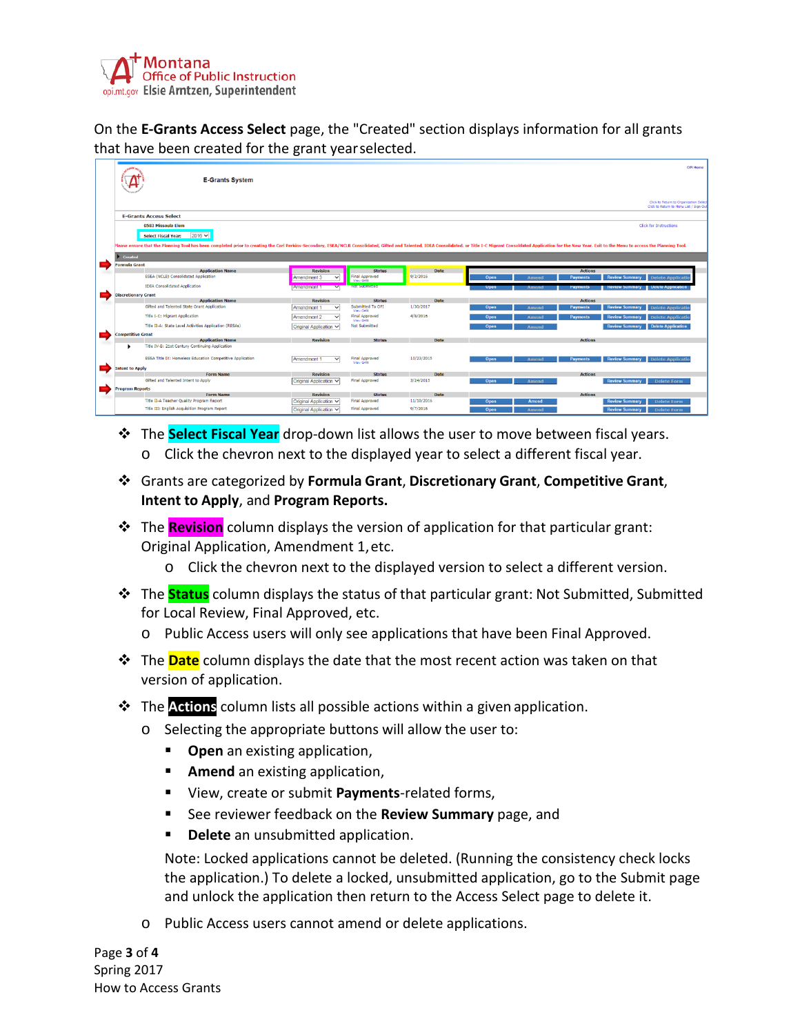On the **E-Grants Access Select** page, the "Created" section displays information for all grants that have been created for the grant year selected.

- The **Select Fiscal Year** drop-down list allows the user to move between fiscal years.
  - Click the chevron next to the displayed year to select a different fiscal year.
- Grants are categorized by **Formula Grant**, **Discretionary Grant**, **Competitive Grant**, **Intent to Apply**, and **Program Reports.**
- The **Revision** column displays the version of application for that particular grant: Original Application, Amendment 1, etc.
  - Click the chevron next to the displayed version to select a different version.
- The **Status** column displays the status of that particular grant: Not Submitted, Submitted for Local Review, Final Approved, etc.
  - Public Access users will only see applications that have been Final Approved.
- The **Date** column displays the date that the most recent action was taken on that version of application.
- The **Actions** column lists all possible actions within a given application.
  - Selecting the appropriate buttons will allow the user to:
    - **Open** an existing application,
    - **Amend** an existing application,
    - View, create or submit **Payments**-related forms,
    - See reviewer feedback on the **Review Summary** page, and
    - **Delete** an unsubmitted application.

    Note: Locked applications cannot be deleted. (Running the consistency check locks the application.) To delete a locked, unsubmitted application, go to the Submit page and unlock the application then return to the Access Select page to delete it.
  - Public Access users cannot amend or delete applications.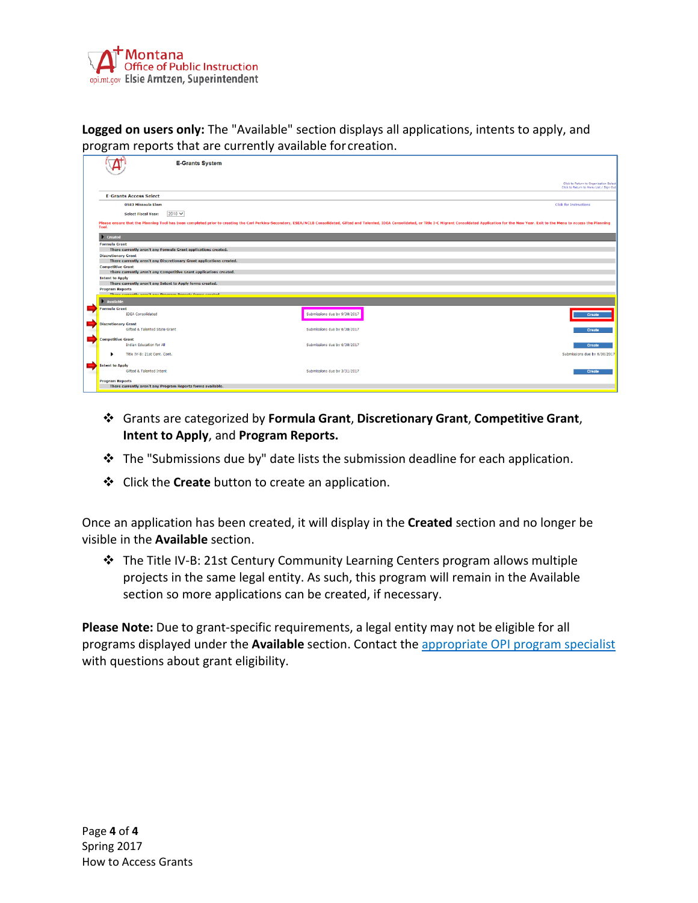**Logged on users only:** The "Available" section displays all applications, intents to apply, and program reports that are currently available for creation.

- ❖ Grants are categorized by **Formula Grant**, **Discretionary Grant**, **Competitive Grant**, **Intent to Apply**, and **Program Reports.**
- ❖ The "Submissions due by" date lists the submission deadline for each application.
- ❖ Click the **Create** button to create an application.

Once an application has been created, it will display in the **Created** section and no longer be visible in the **Available** section.

- ❖ The Title IV-B: 21st Century Community Learning Centers program allows multiple projects in the same legal entity. As such, this program will remain in the Available section so more applications can be created, if necessary.

**Please Note:** Due to grant-specific requirements, a legal entity may not be eligible for all programs displayed under the **Available** section. Contact the appropriate OPI program specialist with questions about grant eligibility.